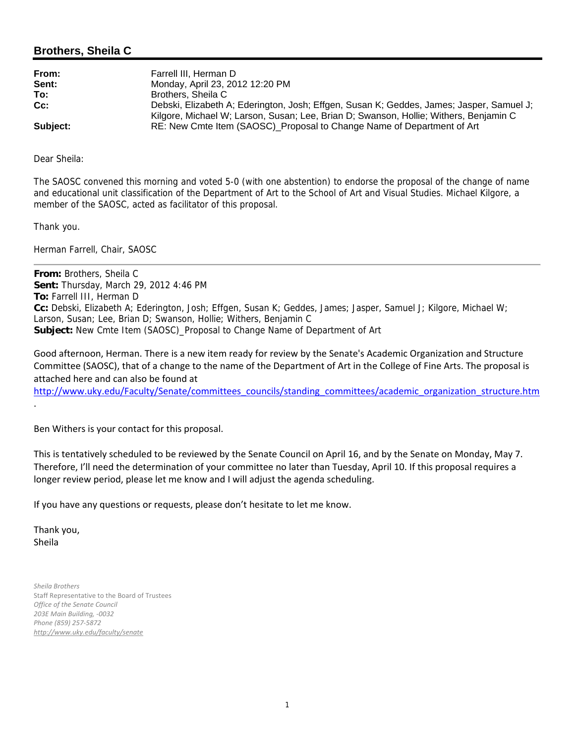## Brothers, Sheila C

| | |
|---|---|
| **From:** | Farrell III, Herman D |
| **Sent:** | Monday, April 23, 2012 12:20 PM |
| **To:** | Brothers, Sheila C |
| **Cc:** | Debski, Elizabeth A; Ederington, Josh; Effgen, Susan K; Geddes, James; Jasper, Samuel J; Kilgore, Michael W; Larson, Susan; Lee, Brian D; Swanson, Hollie; Withers, Benjamin C |
| **Subject:** | RE: New Cmte Item (SAOSC)_Proposal to Change Name of Department of Art |

Dear Sheila:

The SAOSC convened this morning and voted 5-0 (with one abstention) to endorse the proposal of the change of name and educational unit classification of the Department of Art to the School of Art and Visual Studies. Michael Kilgore, a member of the SAOSC, acted as facilitator of this proposal.

Thank you.

Herman Farrell, Chair, SAOSC

---

**From:** Brothers, Sheila C
**Sent:** Thursday, March 29, 2012 4:46 PM
**To:** Farrell III, Herman D
**Cc:** Debski, Elizabeth A; Ederington, Josh; Effgen, Susan K; Geddes, James; Jasper, Samuel J; Kilgore, Michael W; Larson, Susan; Lee, Brian D; Swanson, Hollie; Withers, Benjamin C
**Subject:** New Cmte Item (SAOSC)_Proposal to Change Name of Department of Art

Good afternoon, Herman. There is a new item ready for review by the Senate's Academic Organization and Structure Committee (SAOSC), that of a change to the name of the Department of Art in the College of Fine Arts. The proposal is attached here and can also be found at http://www.uky.edu/Faculty/Senate/committees_councils/standing_committees/academic_organization_structure.htm.

Ben Withers is your contact for this proposal.

This is tentatively scheduled to be reviewed by the Senate Council on April 16, and by the Senate on Monday, May 7. Therefore, I'll need the determination of your committee no later than Tuesday, April 10. If this proposal requires a longer review period, please let me know and I will adjust the agenda scheduling.

If you have any questions or requests, please don't hesitate to let me know.

Thank you,
Sheila

*Sheila Brothers*
Staff Representative to the Board of Trustees
*Office of the Senate Council*
*203E Main Building, -0032*
*Phone (859) 257-5872*
*http://www.uky.edu/faculty/senate*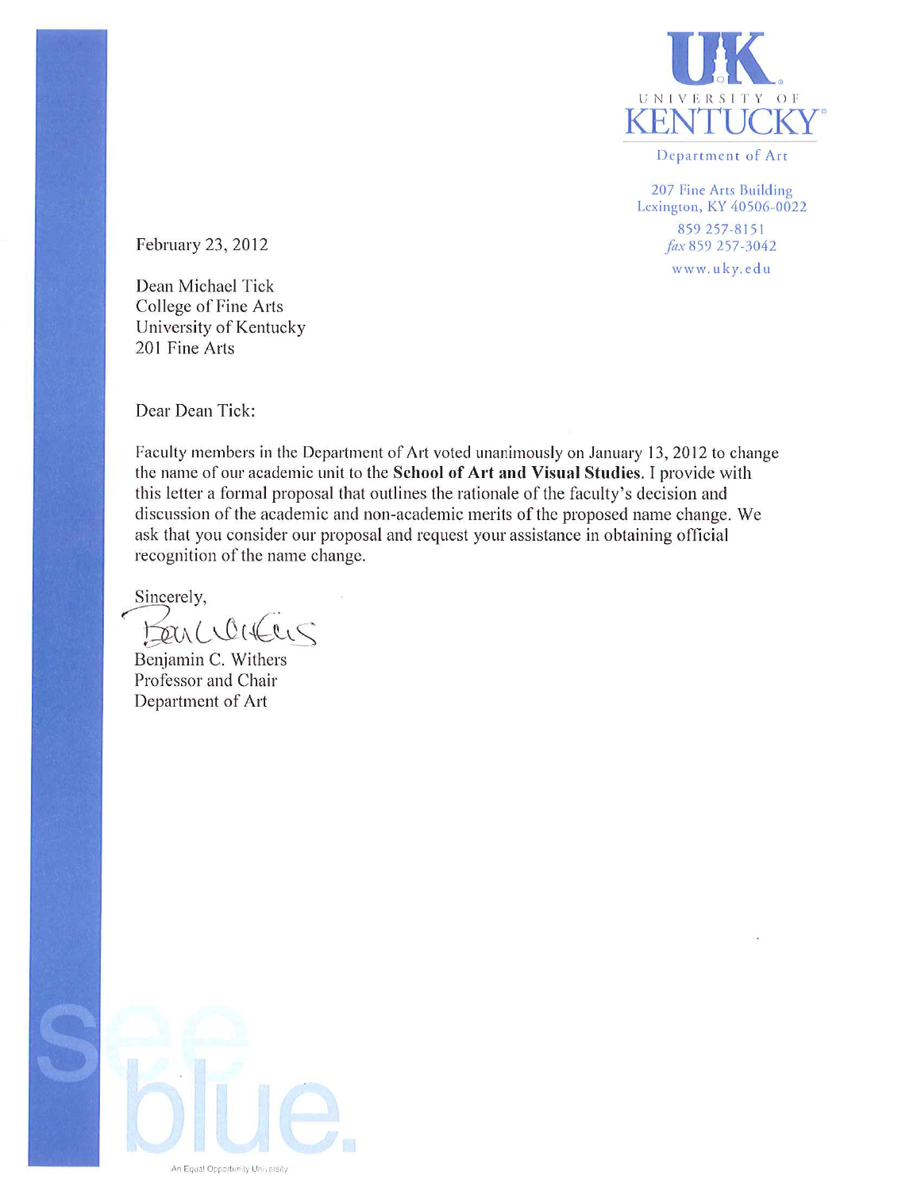UK
UNIVERSITY OF
KENTUCKY

Department of Art

207 Fine Arts Building
Lexington, KY 40506-0022
859 257-8151
*fax* 859 257-3042
www.uky.edu

February 23, 2012

Dean Michael Tick
College of Fine Arts
University of Kentucky
201 Fine Arts

Dear Dean Tick:

Faculty members in the Department of Art voted unanimously on January 13, 2012 to change the name of our academic unit to the **School of Art and Visual Studies**. I provide with this letter a formal proposal that outlines the rationale of the faculty's decision and discussion of the academic and non-academic merits of the proposed name change. We ask that you consider our proposal and request your assistance in obtaining official recognition of the name change.

Sincerely,

Benjamin C. Withers
Professor and Chair
Department of Art

see blue.

An Equal Opportunity University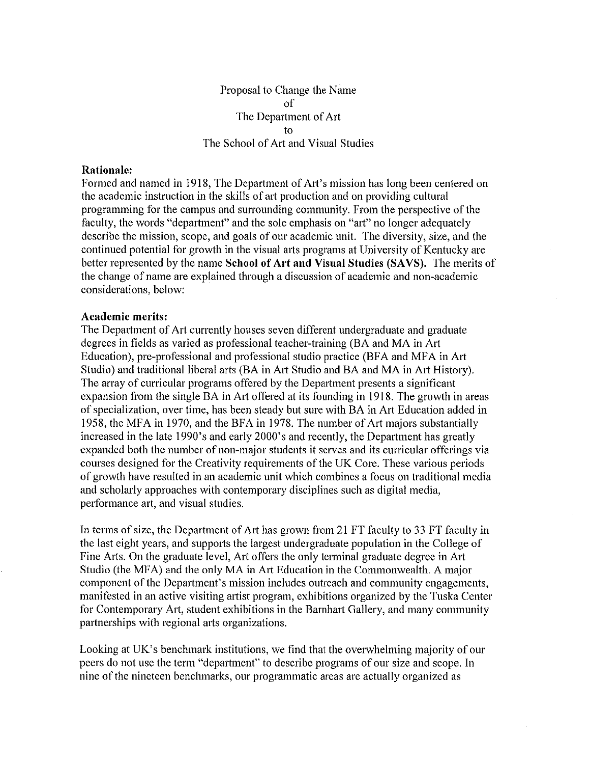Proposal to Change the Name
of
The Department of Art
to
The School of Art and Visual Studies

**Rationale:**
Formed and named in 1918, The Department of Art's mission has long been centered on the academic instruction in the skills of art production and on providing cultural programming for the campus and surrounding community. From the perspective of the faculty, the words "department" and the sole emphasis on "art" no longer adequately describe the mission, scope, and goals of our academic unit. The diversity, size, and the continued potential for growth in the visual arts programs at University of Kentucky are better represented by the name **School of Art and Visual Studies (SAVS).** The merits of the change of name are explained through a discussion of academic and non-academic considerations, below:

**Academic merits:**
The Department of Art currently houses seven different undergraduate and graduate degrees in fields as varied as professional teacher-training (BA and MA in Art Education), pre-professional and professional studio practice (BFA and MFA in Art Studio) and traditional liberal arts (BA in Art Studio and BA and MA in Art History). The array of curricular programs offered by the Department presents a significant expansion from the single BA in Art offered at its founding in 1918. The growth in areas of specialization, over time, has been steady but sure with BA in Art Education added in 1958, the MFA in 1970, and the BFA in 1978. The number of Art majors substantially increased in the late 1990's and early 2000's and recently, the Department has greatly expanded both the number of non-major students it serves and its curricular offerings via courses designed for the Creativity requirements of the UK Core. These various periods of growth have resulted in an academic unit which combines a focus on traditional media and scholarly approaches with contemporary disciplines such as digital media, performance art, and visual studies.

In terms of size, the Department of Art has grown from 21 FT faculty to 33 FT faculty in the last eight years, and supports the largest undergraduate population in the College of Fine Arts. On the graduate level, Art offers the only terminal graduate degree in Art Studio (the MFA) and the only MA in Art Education in the Commonwealth. A major component of the Department's mission includes outreach and community engagements, manifested in an active visiting artist program, exhibitions organized by the Tuska Center for Contemporary Art, student exhibitions in the Barnhart Gallery, and many community partnerships with regional arts organizations.

Looking at UK's benchmark institutions, we find that the overwhelming majority of our peers do not use the term "department" to describe programs of our size and scope. In nine of the nineteen benchmarks, our programmatic areas are actually organized as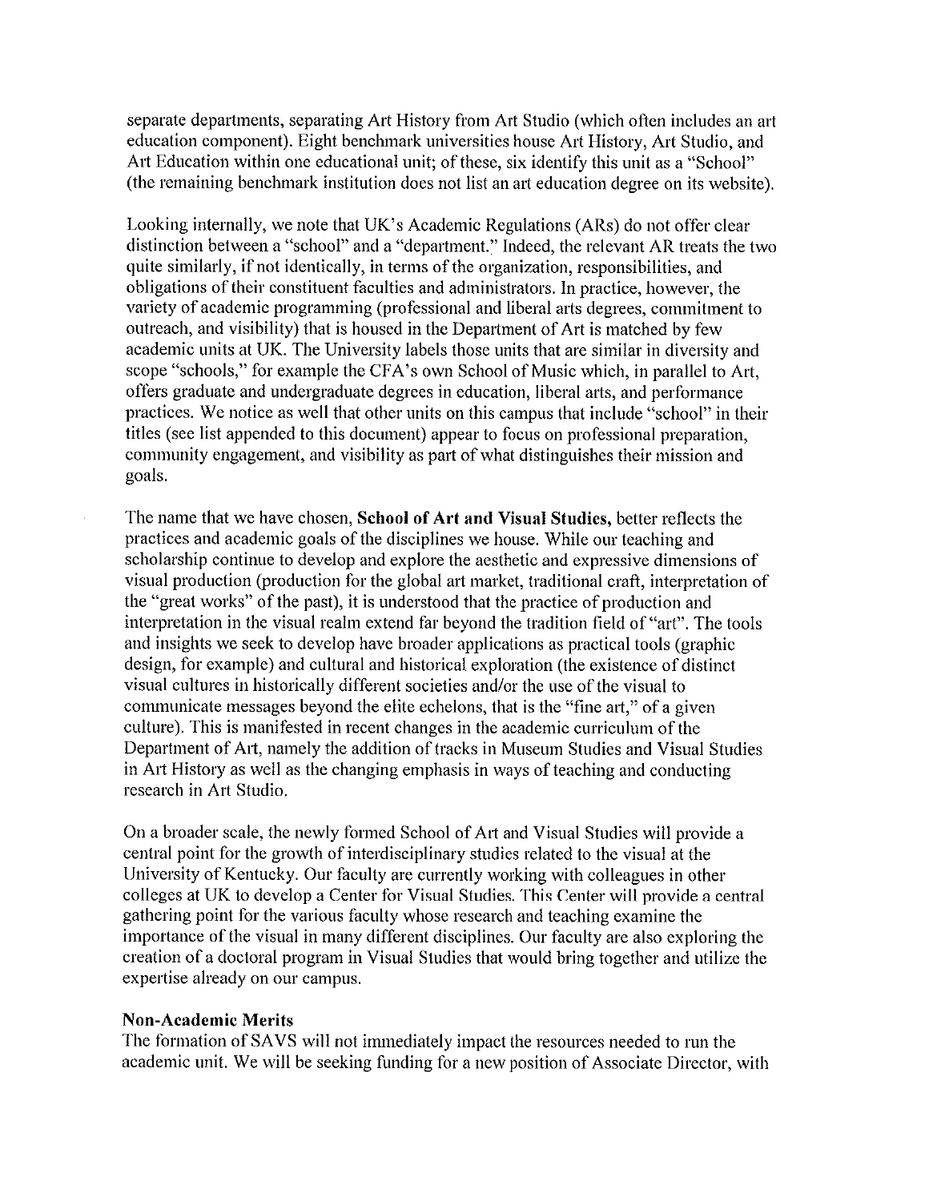separate departments, separating Art History from Art Studio (which often includes an art education component). Eight benchmark universities house Art History, Art Studio, and Art Education within one educational unit; of these, six identify this unit as a "School" (the remaining benchmark institution does not list an art education degree on its website).

Looking internally, we note that UK's Academic Regulations (ARs) do not offer clear distinction between a "school" and a "department." Indeed, the relevant AR treats the two quite similarly, if not identically, in terms of the organization, responsibilities, and obligations of their constituent faculties and administrators. In practice, however, the variety of academic programming (professional and liberal arts degrees, commitment to outreach, and visibility) that is housed in the Department of Art is matched by few academic units at UK. The University labels those units that are similar in diversity and scope "schools," for example the CFA's own School of Music which, in parallel to Art, offers graduate and undergraduate degrees in education, liberal arts, and performance practices. We notice as well that other units on this campus that include "school" in their titles (see list appended to this document) appear to focus on professional preparation, community engagement, and visibility as part of what distinguishes their mission and goals.

The name that we have chosen, **School of Art and Visual Studies,** better reflects the practices and academic goals of the disciplines we house. While our teaching and scholarship continue to develop and explore the aesthetic and expressive dimensions of visual production (production for the global art market, traditional craft, interpretation of the "great works" of the past), it is understood that the practice of production and interpretation in the visual realm extend far beyond the tradition field of "art". The tools and insights we seek to develop have broader applications as practical tools (graphic design, for example) and cultural and historical exploration (the existence of distinct visual cultures in historically different societies and/or the use of the visual to communicate messages beyond the elite echelons, that is the "fine art," of a given culture). This is manifested in recent changes in the academic curriculum of the Department of Art, namely the addition of tracks in Museum Studies and Visual Studies in Art History as well as the changing emphasis in ways of teaching and conducting research in Art Studio.

On a broader scale, the newly formed School of Art and Visual Studies will provide a central point for the growth of interdisciplinary studies related to the visual at the University of Kentucky. Our faculty are currently working with colleagues in other colleges at UK to develop a Center for Visual Studies. This Center will provide a central gathering point for the various faculty whose research and teaching examine the importance of the visual in many different disciplines. Our faculty are also exploring the creation of a doctoral program in Visual Studies that would bring together and utilize the expertise already on our campus.

**Non-Academic Merits**

The formation of SAVS will not immediately impact the resources needed to run the academic unit. We will be seeking funding for a new position of Associate Director, with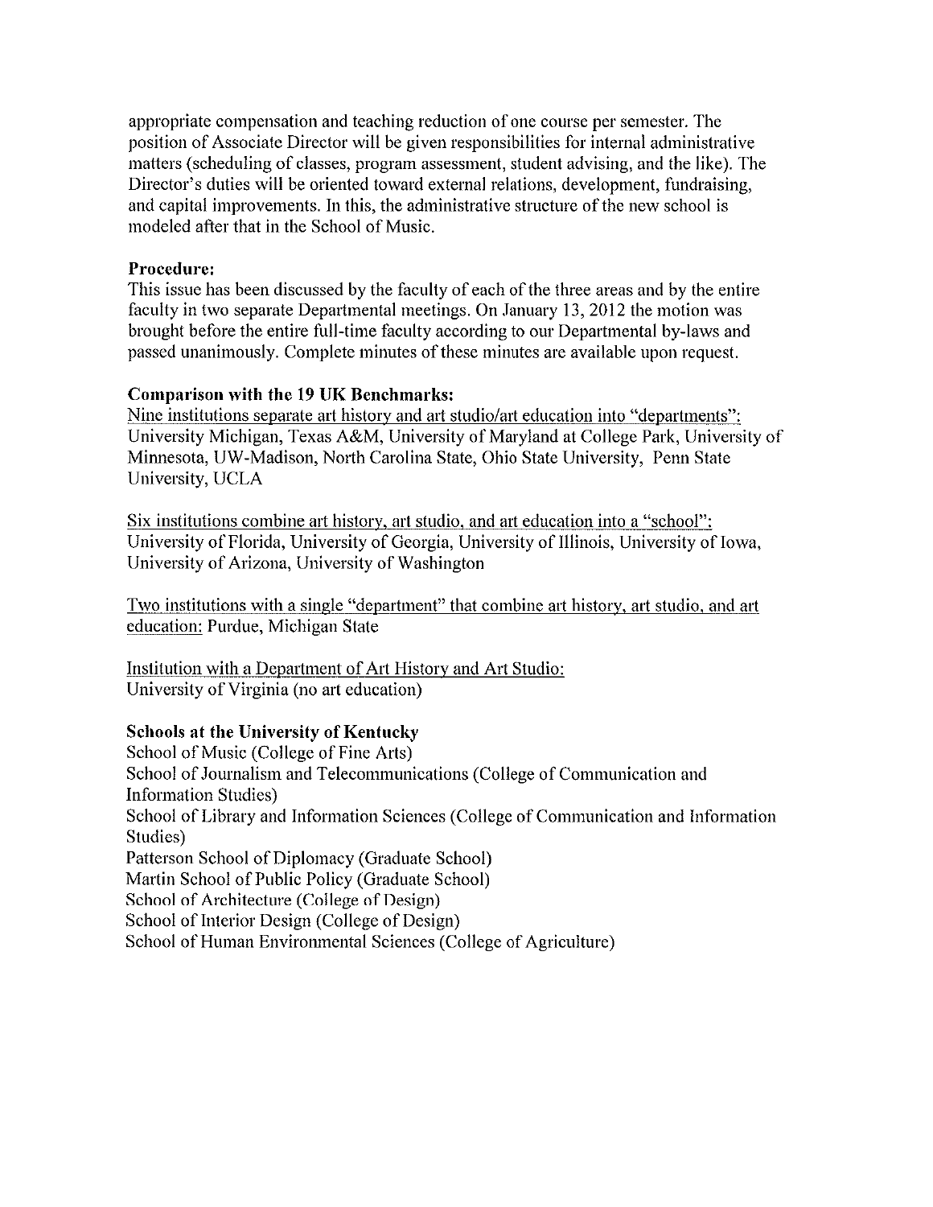appropriate compensation and teaching reduction of one course per semester. The position of Associate Director will be given responsibilities for internal administrative matters (scheduling of classes, program assessment, student advising, and the like). The Director's duties will be oriented toward external relations, development, fundraising, and capital improvements. In this, the administrative structure of the new school is modeled after that in the School of Music.

**Procedure:**

This issue has been discussed by the faculty of each of the three areas and by the entire faculty in two separate Departmental meetings. On January 13, 2012 the motion was brought before the entire full-time faculty according to our Departmental by-laws and passed unanimously. Complete minutes of these minutes are available upon request.

**Comparison with the 19 UK Benchmarks:**

<u>Nine institutions separate art history and art studio/art education into "departments":</u> University Michigan, Texas A&M, University of Maryland at College Park, University of Minnesota, UW-Madison, North Carolina State, Ohio State University, Penn State University, UCLA

<u>Six institutions combine art history, art studio, and art education into a "school":</u> University of Florida, University of Georgia, University of Illinois, University of Iowa, University of Arizona, University of Washington

<u>Two institutions with a single "department" that combine art history, art studio, and art education:</u> Purdue, Michigan State

<u>Institution with a Department of Art History and Art Studio:</u>
University of Virginia (no art education)

**Schools at the University of Kentucky**

School of Music (College of Fine Arts)
School of Journalism and Telecommunications (College of Communication and Information Studies)
School of Library and Information Sciences (College of Communication and Information Studies)
Patterson School of Diplomacy (Graduate School)
Martin School of Public Policy (Graduate School)
School of Architecture (College of Design)
School of Interior Design (College of Design)
School of Human Environmental Sciences (College of Agriculture)